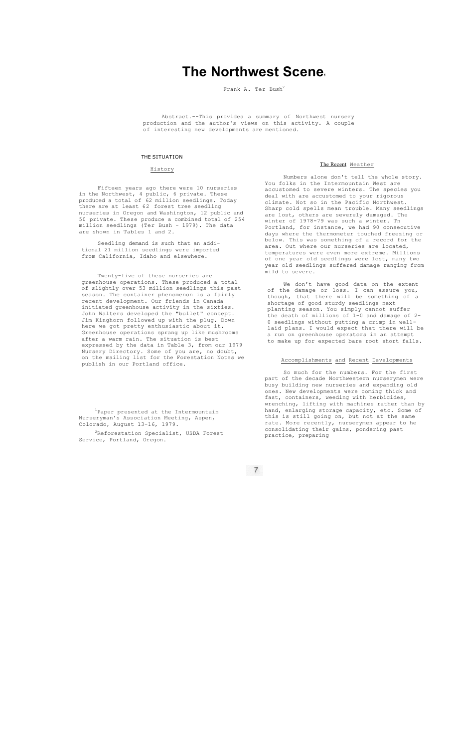# The Northwest Scene[1]

Frank A. Ter Bush[2]

Abstract.--This provides a summary of Northwest nursery production and the author's views on this activity. A couple of interesting new developments are mentioned.

## THE SITUATION

### History

Fifteen years ago there were 10 nurseries in the Northwest, 4 public, 6 private. These produced a total of 62 million seedlings. Today there are at least 62 forest tree seedling nurseries in Oregon and Washington, 12 public and 50 private. These produce a combined total of 254 million seedlings (Ter Bush - 1979). The data are shown in Tables 1 and 2.

Seedling demand is such that an additional 21 million seedlings were imported from California, Idaho and elsewhere.

Twenty-five of these nurseries are greenhouse operations. These produced a total of slightly over 53 million seedlings this past season. The container phenomenon is a fairly recent development. Our friends in Canada initiated greenhouse activity in the sixties. John Walters developed the "bullet" concept. Jim Kinghorn followed up with the plug. Down here we got pretty enthusiastic about it. Greenhouse operations sprang up like mushrooms after a warm rain. The situation is best expressed by the data in Table 3, from our 1979 Nursery Directory. Some of you are, no doubt, on the mailing list for the Forestation Notes we publish in our Portland office.

### The Recent Weather

Numbers alone don't tell the whole story. You folks in the Intermountain West are accustomed to severe winters. The species you deal with are accustomed to your rigorous climate. Not so in the Pacific Northwest. Sharp cold spells mean trouble. Many seedlings are lost, others are severely damaged. The winter of 1978-79 was such a winter. Tn Portland, for instance, we had 90 consecutive days where the thermometer touched freezing or below. This was something of a record for the area. Out where our nurseries are located, temperatures were even more extreme. Millions of one year old seedlings were lost, many two year old seedlings suffered damage ranging from mild to severe.

We don't have good data on the extent of the damage or loss. I can assure you, though, that there will be something of a shortage of good sturdy seedlings next planting season. You simply cannot suffer the death of millions of 1-0 and damage of 2-0 seedlings without putting a crimp in well-laid plans. I would expect that there will be a run on greenhouse operators in an attempt to make up for expected bare root short falls.

### Accomplishments and Recent Developments

So much for the numbers. For the first part of the decade Northwestern nurserymen were busy building new nurseries and expanding old ones. New developments were coming thick and fast, containers, weeding with herbicides, wrenching, lifting with machines rather than by hand, enlarging storage capacity, etc. Some of this is still going on, but not at the same rate. More recently, nurserymen appear to he consolidating their gains, pondering past practice, preparing

[1] Paper presented at the Intermountain Nurseryman's Association Meeting, Aspen, Colorado, August 13-16, 1979.

[2] Reforestation Specialist, USDA Forest Service, Portland, Oregon.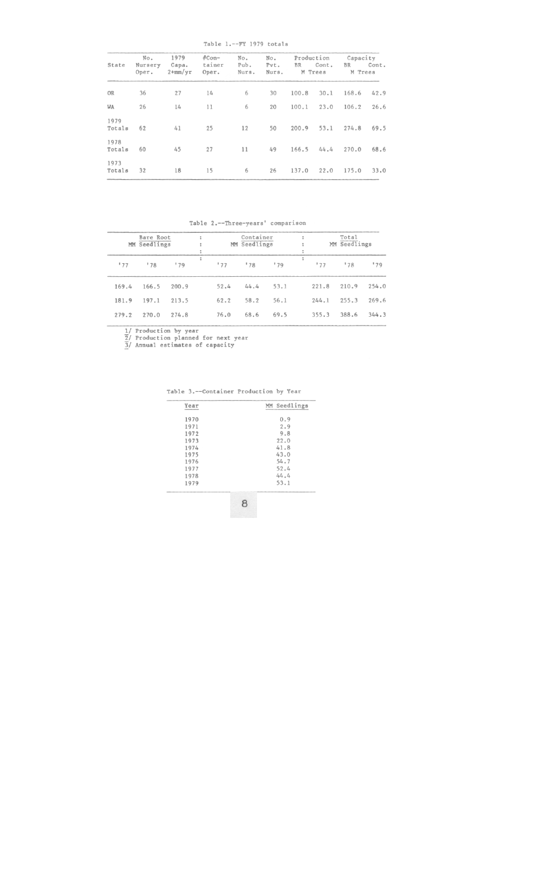Table 1.--FY 1979 totals

| State | No. Nursery Oper. | 1979 Capa. 2+mm/yr | #Container Oper. | No. Pub. Nurs. | No. Pvt. Nurs. | Production BR M Trees | Production Cont. M Trees | Capacity BR M Trees | Capacity Cont. M Trees |
|---|---|---|---|---|---|---|---|---|---|
| OR | 36 | 27 | 14 | 6 | 30 | 100.8 | 30.1 | 168.6 | 42.9 |
| WA | 26 | 14 | 11 | 6 | 20 | 100.1 | 23.0 | 106.2 | 26.6 |
| 1979 Totals | 62 | 41 | 25 | 12 | 50 | 200.9 | 53.1 | 274.8 | 69.5 |
| 1978 Totals | 60 | 45 | 27 | 11 | 49 | 166.5 | 44.4 | 270.0 | 68.6 |
| 1973 Totals | 32 | 18 | 15 | 6 | 26 | 137.0 | 22.0 | 175.0 | 33.0 |

Table 2.--Three-years' comparison

| Bare Root MM Seedlings | | | Container MM Seedlings | | | Total MM Seedlings | | |
|---|---|---|---|---|---|---|---|---|
| '77 | '78 | '79 | '77 | '78 | '79 | '77 | '78 | '79 |
| 169.4 | 166.5 | 200.9 | 52.4 | 44.4 | 53.1 | 221.8 | 210.9 | 254.0 |
| 181.9 | 197.1 | 213.5 | 62.2 | 58.2 | 56.1 | 244.1 | 255.3 | 269.6 |
| 279.2 | 270.0 | 274.8 | 76.0 | 68.6 | 69.5 | 355.3 | 388.6 | 344.3 |

1/ Production by year
2/ Production planned for next year
3/ Annual estimates of capacity

Table 3.--Container Production by Year

| Year | MM Seedlings |
|---|---|
| 1970 | 0.9 |
| 1971 | 2.9 |
| 1972 | 9.8 |
| 1973 | 22.0 |
| 1974 | 41.8 |
| 1975 | 43.0 |
| 1976 | 54.7 |
| 1977 | 52.4 |
| 1978 | 44.4 |
| 1979 | 53.1 |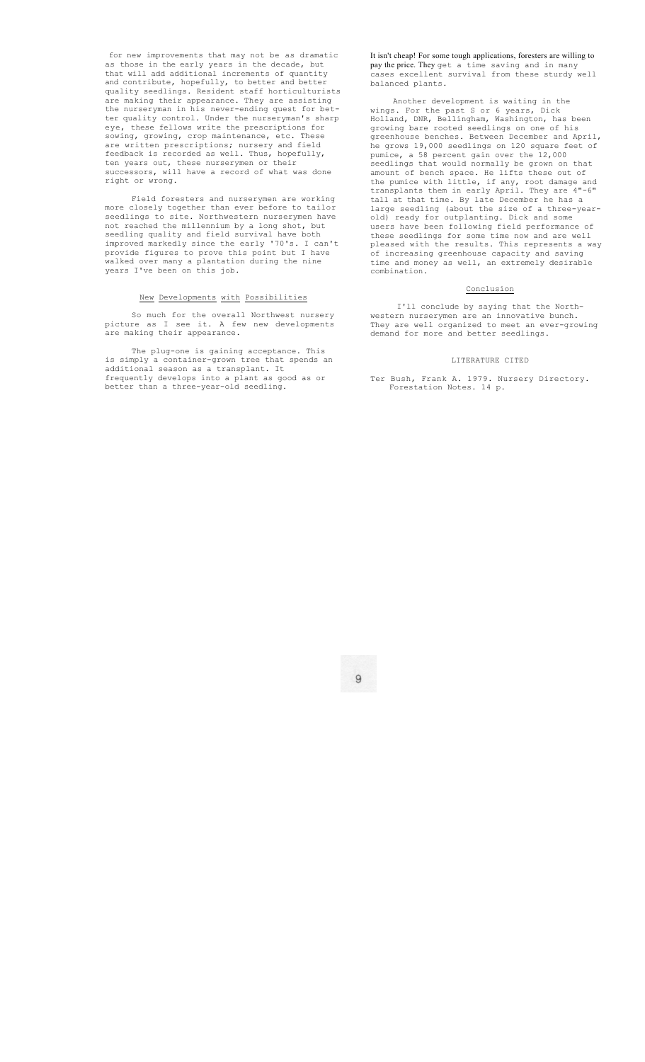for new improvements that may not be as dramatic as those in the early years in the decade, but that will add additional increments of quantity and contribute, hopefully, to better and better quality seedlings. Resident staff horticulturists are making their appearance. They are assisting the nurseryman in his never-ending quest for better quality control. Under the nurseryman's sharp eye, these fellows write the prescriptions for sowing, growing, crop maintenance, etc. These are written prescriptions; nursery and field feedback is recorded as well. Thus, hopefully, ten years out, these nurserymen or their successors, will have a record of what was done right or wrong.

Field foresters and nurserymen are working more closely together than ever before to tailor seedlings to site. Northwestern nurserymen have not reached the millennium by a long shot, but seedling quality and field survival have both improved markedly since the early '70's. I can't provide figures to prove this point but I have walked over many a plantation during the nine years I've been on this job.

## New Developments with Possibilities

So much for the overall Northwest nursery picture as I see it. A few new developments are making their appearance.

The plug-one is gaining acceptance. This is simply a container-grown tree that spends an additional season as a transplant. It frequently develops into a plant as good as or better than a three-year-old seedling. It isn't cheap! For some tough applications, foresters are willing to pay the price. They get a time saving and in many cases excellent survival from these sturdy well balanced plants.

Another development is waiting in the wings. For the past 5 or 6 years, Dick Holland, DNR, Bellingham, Washington, has been growing bare rooted seedlings on one of his greenhouse benches. Between December and April, he grows 19,000 seedlings on 120 square feet of pumice, a 58 percent gain over the 12,000 seedlings that would normally be grown on that amount of bench space. He lifts these out of the pumice with little, if any, root damage and transplants them in early April. They are 4"-6" tall at that time. By late December he has a large seedling (about the size of a three-year-old) ready for outplanting. Dick and some users have been following field performance of these seedlings for some time now and are well pleased with the results. This represents a way of increasing greenhouse capacity and saving time and money as well, an extremely desirable combination.

## Conclusion

I'll conclude by saying that the Northwestern nurserymen are an innovative bunch. They are well organized to meet an ever-growing demand for more and better seedlings.

## LITERATURE CITED

Ter Bush, Frank A. 1979. Nursery Directory. Forestation Notes. 14 p.